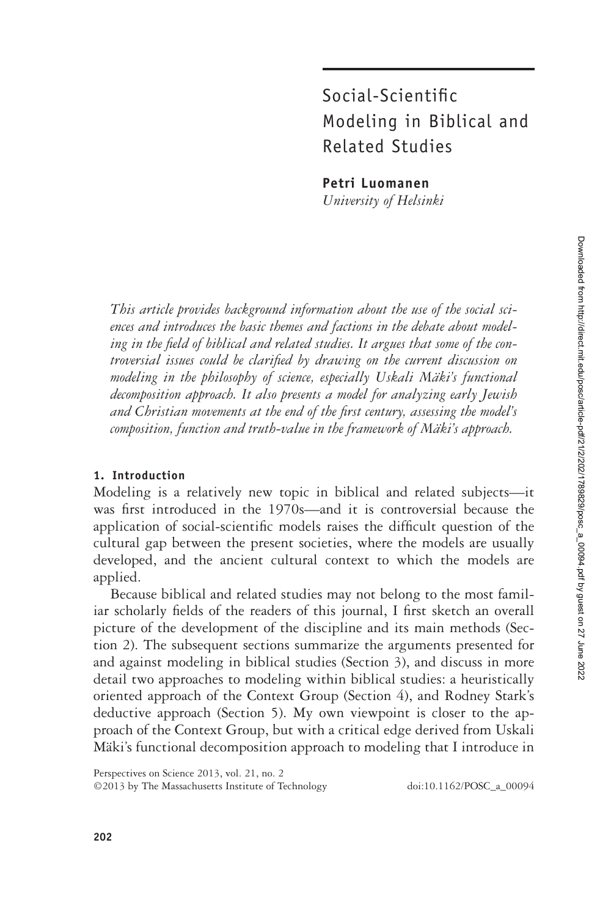# Social-Scientific Modeling in Biblical and Related Studies

**Petri Luomanen**
*University of Helsinki*

*This article provides background information about the use of the social sciences and introduces the basic themes and factions in the debate about modeling in the field of biblical and related studies. It argues that some of the controversial issues could be clarified by drawing on the current discussion on modeling in the philosophy of science, especially Uskali Mäki's functional decomposition approach. It also presents a model for analyzing early Jewish and Christian movements at the end of the first century, assessing the model's composition, function and truth-value in the framework of Mäki's approach.*

## 1. Introduction

Modeling is a relatively new topic in biblical and related subjects—it was first introduced in the 1970s—and it is controversial because the application of social-scientific models raises the difficult question of the cultural gap between the present societies, where the models are usually developed, and the ancient cultural context to which the models are applied.

Because biblical and related studies may not belong to the most familiar scholarly fields of the readers of this journal, I first sketch an overall picture of the development of the discipline and its main methods (Section 2). The subsequent sections summarize the arguments presented for and against modeling in biblical studies (Section 3), and discuss in more detail two approaches to modeling within biblical studies: a heuristically oriented approach of the Context Group (Section 4), and Rodney Stark's deductive approach (Section 5). My own viewpoint is closer to the approach of the Context Group, but with a critical edge derived from Uskali Mäki's functional decomposition approach to modeling that I introduce in

Perspectives on Science 2013, vol. 21, no. 2
©2013 by The Massachusetts Institute of Technology doi:10.1162/POSC_a_00094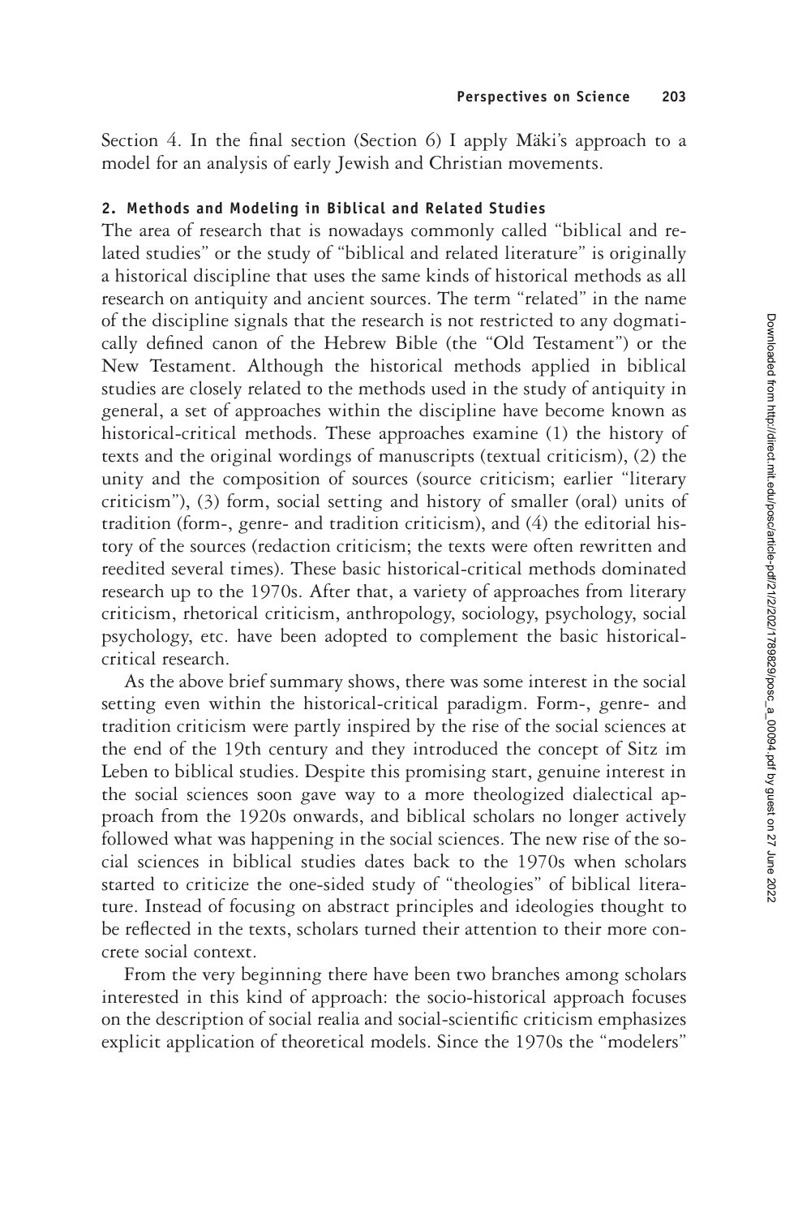Section 4. In the final section (Section 6) I apply Mäki's approach to a model for an analysis of early Jewish and Christian movements.

## 2. Methods and Modeling in Biblical and Related Studies

The area of research that is nowadays commonly called "biblical and related studies" or the study of "biblical and related literature" is originally a historical discipline that uses the same kinds of historical methods as all research on antiquity and ancient sources. The term "related" in the name of the discipline signals that the research is not restricted to any dogmatically defined canon of the Hebrew Bible (the "Old Testament") or the New Testament. Although the historical methods applied in biblical studies are closely related to the methods used in the study of antiquity in general, a set of approaches within the discipline have become known as historical-critical methods. These approaches examine (1) the history of texts and the original wordings of manuscripts (textual criticism), (2) the unity and the composition of sources (source criticism; earlier "literary criticism"), (3) form, social setting and history of smaller (oral) units of tradition (form-, genre- and tradition criticism), and (4) the editorial history of the sources (redaction criticism; the texts were often rewritten and reedited several times). These basic historical-critical methods dominated research up to the 1970s. After that, a variety of approaches from literary criticism, rhetorical criticism, anthropology, sociology, psychology, social psychology, etc. have been adopted to complement the basic historical-critical research.

As the above brief summary shows, there was some interest in the social setting even within the historical-critical paradigm. Form-, genre- and tradition criticism were partly inspired by the rise of the social sciences at the end of the 19th century and they introduced the concept of Sitz im Leben to biblical studies. Despite this promising start, genuine interest in the social sciences soon gave way to a more theologized dialectical approach from the 1920s onwards, and biblical scholars no longer actively followed what was happening in the social sciences. The new rise of the social sciences in biblical studies dates back to the 1970s when scholars started to criticize the one-sided study of "theologies" of biblical literature. Instead of focusing on abstract principles and ideologies thought to be reflected in the texts, scholars turned their attention to their more concrete social context.

From the very beginning there have been two branches among scholars interested in this kind of approach: the socio-historical approach focuses on the description of social realia and social-scientific criticism emphasizes explicit application of theoretical models. Since the 1970s the "modelers"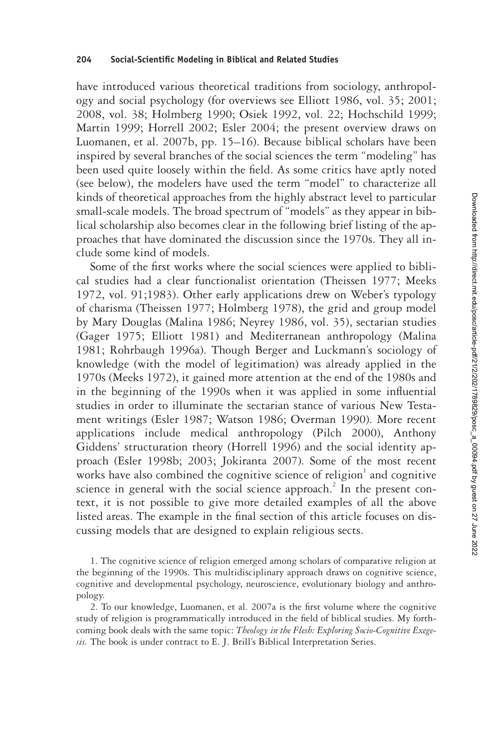have introduced various theoretical traditions from sociology, anthropology and social psychology (for overviews see Elliott 1986, vol. 35; 2001; 2008, vol. 38; Holmberg 1990; Osiek 1992, vol. 22; Hochschild 1999; Martin 1999; Horrell 2002; Esler 2004; the present overview draws on Luomanen, et al. 2007b, pp. 15–16). Because biblical scholars have been inspired by several branches of the social sciences the term "modeling" has been used quite loosely within the field. As some critics have aptly noted (see below), the modelers have used the term "model" to characterize all kinds of theoretical approaches from the highly abstract level to particular small-scale models. The broad spectrum of "models" as they appear in biblical scholarship also becomes clear in the following brief listing of the approaches that have dominated the discussion since the 1970s. They all include some kind of models.

Some of the first works where the social sciences were applied to biblical studies had a clear functionalist orientation (Theissen 1977; Meeks 1972, vol. 91;1983). Other early applications drew on Weber's typology of charisma (Theissen 1977; Holmberg 1978), the grid and group model by Mary Douglas (Malina 1986; Neyrey 1986, vol. 35), sectarian studies (Gager 1975; Elliott 1981) and Mediterranean anthropology (Malina 1981; Rohrbaugh 1996a). Though Berger and Luckmann's sociology of knowledge (with the model of legitimation) was already applied in the 1970s (Meeks 1972), it gained more attention at the end of the 1980s and in the beginning of the 1990s when it was applied in some influential studies in order to illuminate the sectarian stance of various New Testament writings (Esler 1987; Watson 1986; Overman 1990). More recent applications include medical anthropology (Pilch 2000), Anthony Giddens' structuration theory (Horrell 1996) and the social identity approach (Esler 1998b; 2003; Jokiranta 2007). Some of the most recent works have also combined the cognitive science of religion[1] and cognitive science in general with the social science approach.[2] In the present context, it is not possible to give more detailed examples of all the above listed areas. The example in the final section of this article focuses on discussing models that are designed to explain religious sects.

1. The cognitive science of religion emerged among scholars of comparative religion at the beginning of the 1990s. This multidisciplinary approach draws on cognitive science, cognitive and developmental psychology, neuroscience, evolutionary biology and anthropology.

2. To our knowledge, Luomanen, et al. 2007a is the first volume where the cognitive study of religion is programmatically introduced in the field of biblical studies. My forthcoming book deals with the same topic: *Theology in the Flesh: Exploring Socio-Cognitive Exegesis.* The book is under contract to E. J. Brill's Biblical Interpretation Series.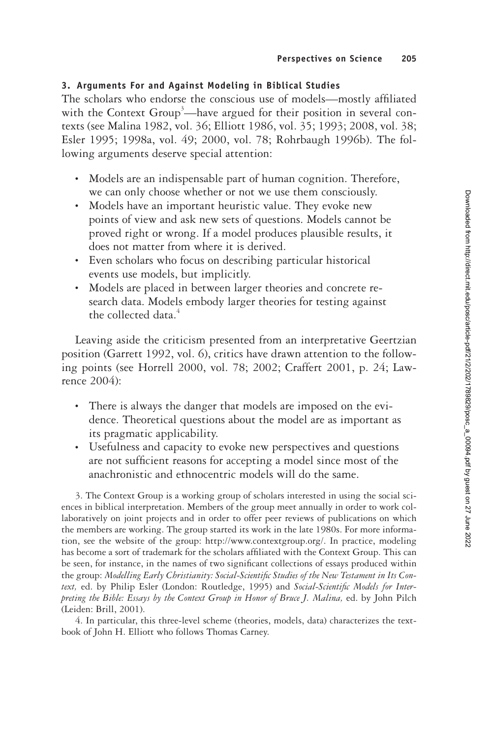### 3. Arguments For and Against Modeling in Biblical Studies

The scholars who endorse the conscious use of models—mostly affiliated with the Context Group[3]—have argued for their position in several contexts (see Malina 1982, vol. 36; Elliott 1986, vol. 35; 1993; 2008, vol. 38; Esler 1995; 1998a, vol. 49; 2000, vol. 78; Rohrbaugh 1996b). The following arguments deserve special attention:

- Models are an indispensable part of human cognition. Therefore, we can only choose whether or not we use them consciously.
- Models have an important heuristic value. They evoke new points of view and ask new sets of questions. Models cannot be proved right or wrong. If a model produces plausible results, it does not matter from where it is derived.
- Even scholars who focus on describing particular historical events use models, but implicitly.
- Models are placed in between larger theories and concrete research data. Models embody larger theories for testing against the collected data.[4]

Leaving aside the criticism presented from an interpretative Geertzian position (Garrett 1992, vol. 6), critics have drawn attention to the following points (see Horrell 2000, vol. 78; 2002; Craffert 2001, p. 24; Lawrence 2004):

- There is always the danger that models are imposed on the evidence. Theoretical questions about the model are as important as its pragmatic applicability.
- Usefulness and capacity to evoke new perspectives and questions are not sufficient reasons for accepting a model since most of the anachronistic and ethnocentric models will do the same.

3. The Context Group is a working group of scholars interested in using the social sciences in biblical interpretation. Members of the group meet annually in order to work collaboratively on joint projects and in order to offer peer reviews of publications on which the members are working. The group started its work in the late 1980s. For more information, see the website of the group: http://www.contextgroup.org/. In practice, modeling has become a sort of trademark for the scholars affiliated with the Context Group. This can be seen, for instance, in the names of two significant collections of essays produced within the group: *Modelling Early Christianity: Social-Scientific Studies of the New Testament in Its Context,* ed. by Philip Esler (London: Routledge, 1995) and *Social-Scientific Models for Interpreting the Bible: Essays by the Context Group in Honor of Bruce J. Malina,* ed. by John Pilch (Leiden: Brill, 2001).

4. In particular, this three-level scheme (theories, models, data) characterizes the textbook of John H. Elliott who follows Thomas Carney.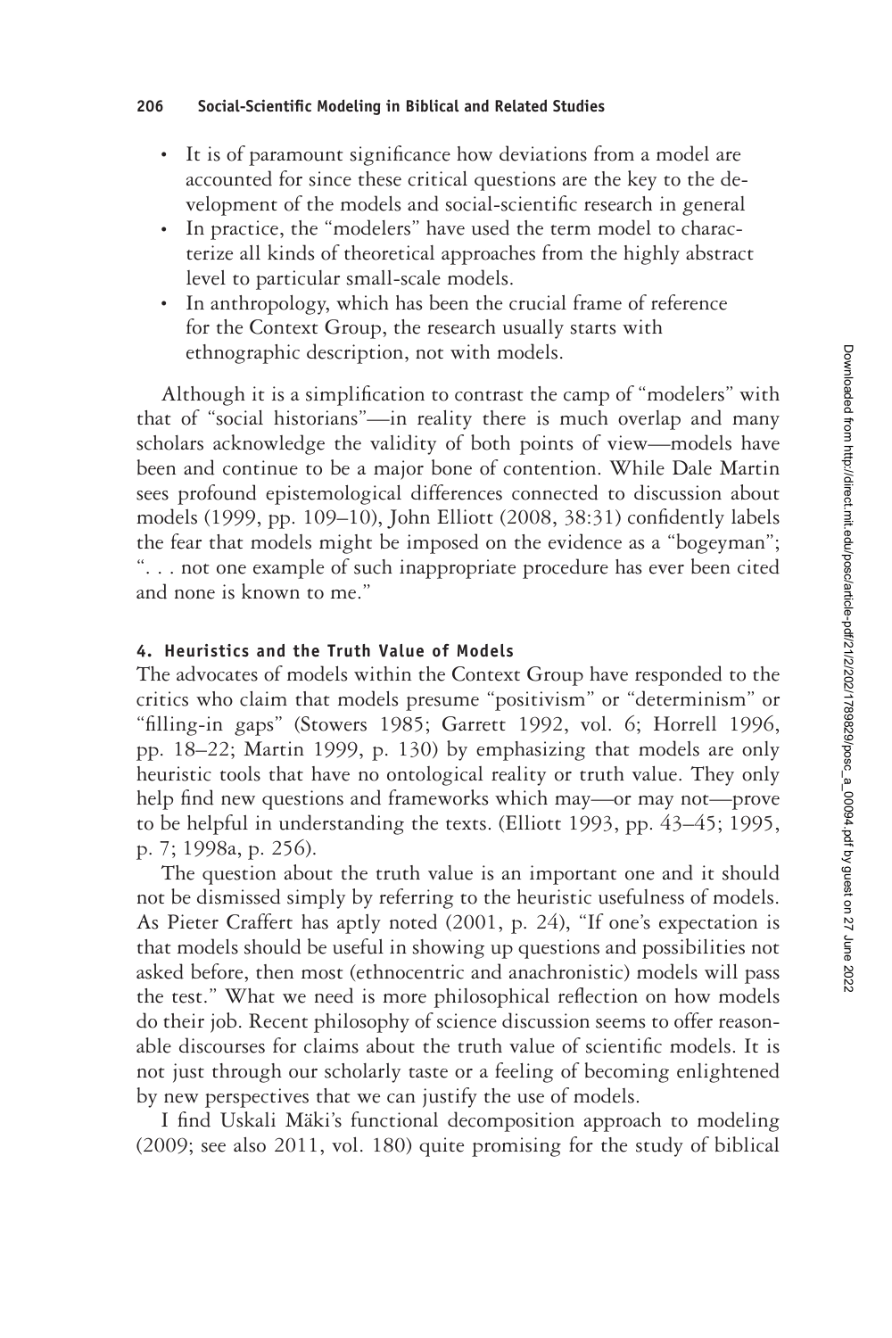- It is of paramount significance how deviations from a model are accounted for since these critical questions are the key to the development of the models and social-scientific research in general
- In practice, the "modelers" have used the term model to characterize all kinds of theoretical approaches from the highly abstract level to particular small-scale models.
- In anthropology, which has been the crucial frame of reference for the Context Group, the research usually starts with ethnographic description, not with models.

Although it is a simplification to contrast the camp of "modelers" with that of "social historians"—in reality there is much overlap and many scholars acknowledge the validity of both points of view—models have been and continue to be a major bone of contention. While Dale Martin sees profound epistemological differences connected to discussion about models (1999, pp. 109–10), John Elliott (2008, 38:31) confidently labels the fear that models might be imposed on the evidence as a "bogeyman"; ". . . not one example of such inappropriate procedure has ever been cited and none is known to me."

#### 4. Heuristics and the Truth Value of Models

The advocates of models within the Context Group have responded to the critics who claim that models presume "positivism" or "determinism" or "filling-in gaps" (Stowers 1985; Garrett 1992, vol. 6; Horrell 1996, pp. 18–22; Martin 1999, p. 130) by emphasizing that models are only heuristic tools that have no ontological reality or truth value. They only help find new questions and frameworks which may—or may not—prove to be helpful in understanding the texts. (Elliott 1993, pp. 43–45; 1995, p. 7; 1998a, p. 256).

The question about the truth value is an important one and it should not be dismissed simply by referring to the heuristic usefulness of models. As Pieter Craffert has aptly noted (2001, p. 24), "If one's expectation is that models should be useful in showing up questions and possibilities not asked before, then most (ethnocentric and anachronistic) models will pass the test." What we need is more philosophical reflection on how models do their job. Recent philosophy of science discussion seems to offer reasonable discourses for claims about the truth value of scientific models. It is not just through our scholarly taste or a feeling of becoming enlightened by new perspectives that we can justify the use of models.

I find Uskali Mäki's functional decomposition approach to modeling (2009; see also 2011, vol. 180) quite promising for the study of biblical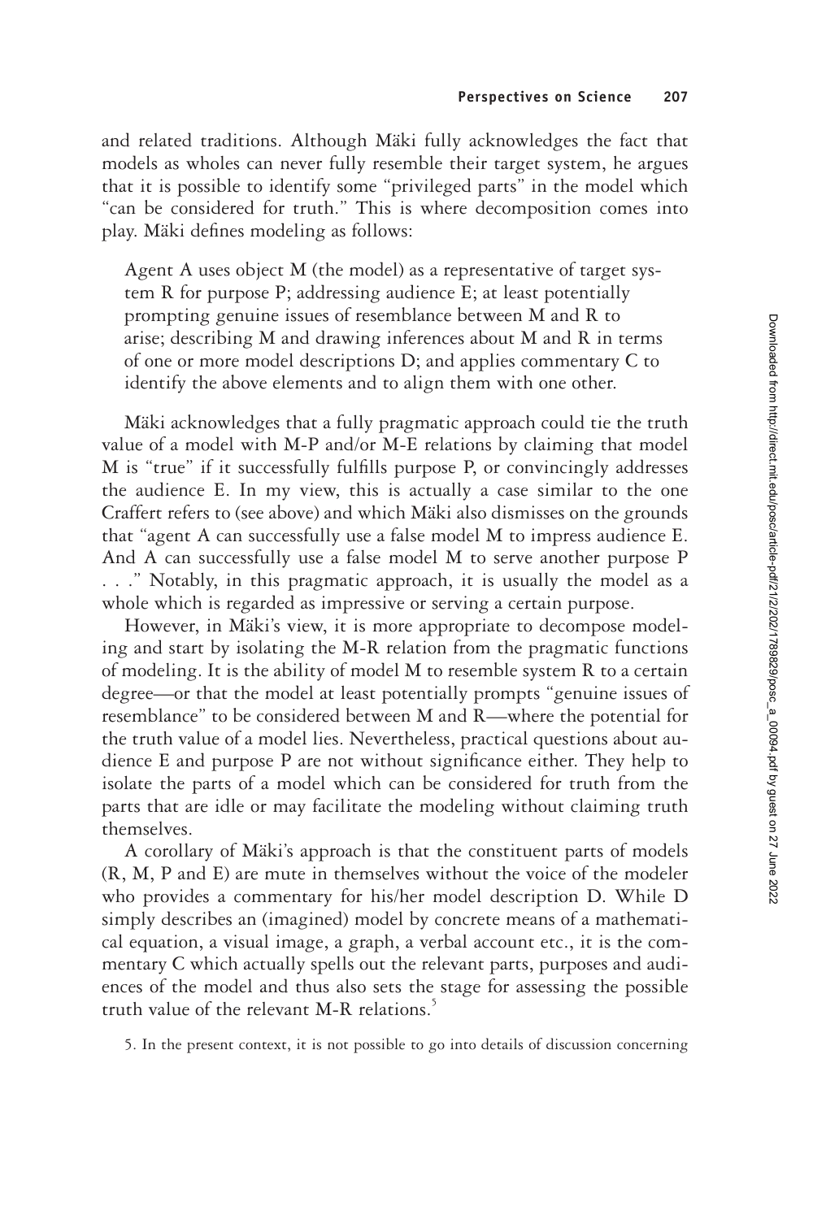and related traditions. Although Mäki fully acknowledges the fact that models as wholes can never fully resemble their target system, he argues that it is possible to identify some "privileged parts" in the model which "can be considered for truth." This is where decomposition comes into play. Mäki defines modeling as follows:

> Agent A uses object M (the model) as a representative of target system R for purpose P; addressing audience E; at least potentially prompting genuine issues of resemblance between M and R to arise; describing M and drawing inferences about M and R in terms of one or more model descriptions D; and applies commentary C to identify the above elements and to align them with one other.

Mäki acknowledges that a fully pragmatic approach could tie the truth value of a model with M-P and/or M-E relations by claiming that model M is "true" if it successfully fulfills purpose P, or convincingly addresses the audience E. In my view, this is actually a case similar to the one Craffert refers to (see above) and which Mäki also dismisses on the grounds that "agent A can successfully use a false model M to impress audience E. And A can successfully use a false model M to serve another purpose P . . ." Notably, in this pragmatic approach, it is usually the model as a whole which is regarded as impressive or serving a certain purpose.

However, in Mäki's view, it is more appropriate to decompose modeling and start by isolating the M-R relation from the pragmatic functions of modeling. It is the ability of model M to resemble system R to a certain degree—or that the model at least potentially prompts "genuine issues of resemblance" to be considered between M and R—where the potential for the truth value of a model lies. Nevertheless, practical questions about audience E and purpose P are not without significance either. They help to isolate the parts of a model which can be considered for truth from the parts that are idle or may facilitate the modeling without claiming truth themselves.

A corollary of Mäki's approach is that the constituent parts of models (R, M, P and E) are mute in themselves without the voice of the modeler who provides a commentary for his/her model description D. While D simply describes an (imagined) model by concrete means of a mathematical equation, a visual image, a graph, a verbal account etc., it is the commentary C which actually spells out the relevant parts, purposes and audiences of the model and thus also sets the stage for assessing the possible truth value of the relevant M-R relations.[5]

5. In the present context, it is not possible to go into details of discussion concerning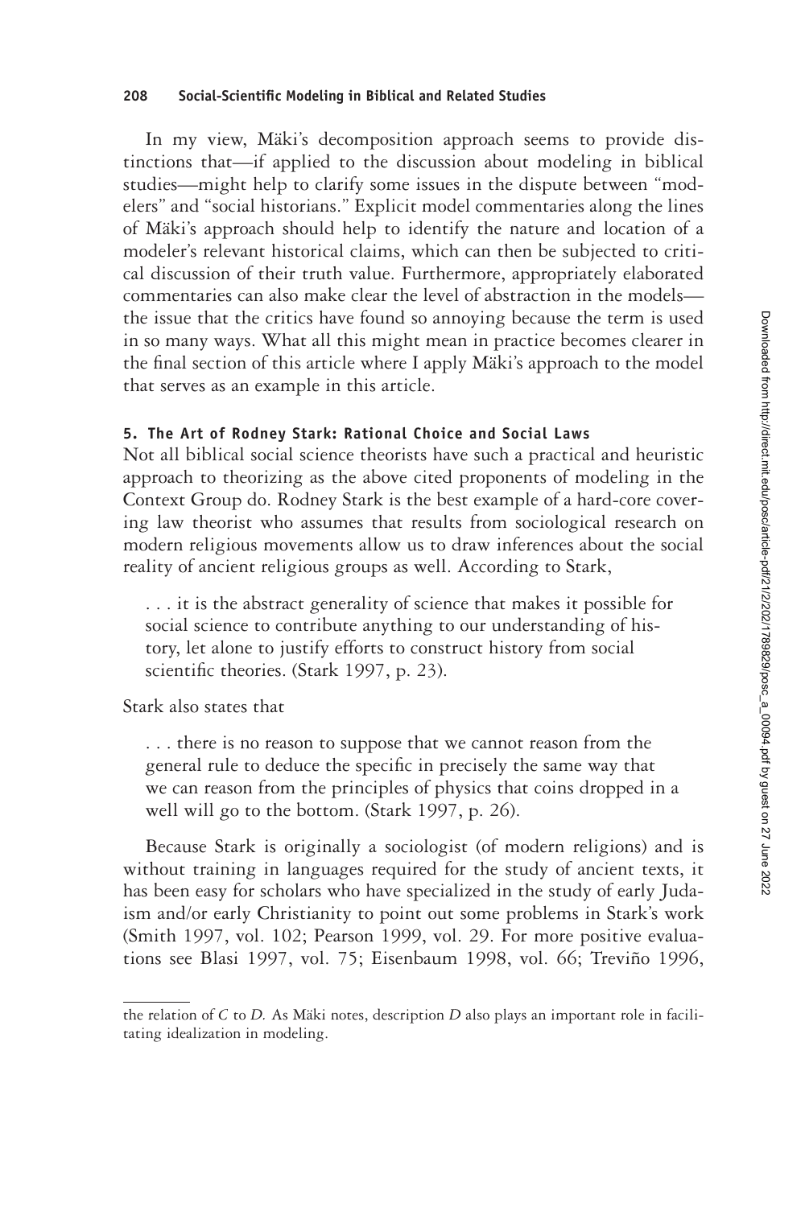In my view, Mäki's decomposition approach seems to provide distinctions that—if applied to the discussion about modeling in biblical studies—might help to clarify some issues in the dispute between "modelers" and "social historians." Explicit model commentaries along the lines of Mäki's approach should help to identify the nature and location of a modeler's relevant historical claims, which can then be subjected to critical discussion of their truth value. Furthermore, appropriately elaborated commentaries can also make clear the level of abstraction in the models—the issue that the critics have found so annoying because the term is used in so many ways. What all this might mean in practice becomes clearer in the final section of this article where I apply Mäki's approach to the model that serves as an example in this article.

## 5. The Art of Rodney Stark: Rational Choice and Social Laws

Not all biblical social science theorists have such a practical and heuristic approach to theorizing as the above cited proponents of modeling in the Context Group do. Rodney Stark is the best example of a hard-core covering law theorist who assumes that results from sociological research on modern religious movements allow us to draw inferences about the social reality of ancient religious groups as well. According to Stark,

> . . . it is the abstract generality of science that makes it possible for social science to contribute anything to our understanding of history, let alone to justify efforts to construct history from social scientific theories. (Stark 1997, p. 23).

Stark also states that

> . . . there is no reason to suppose that we cannot reason from the general rule to deduce the specific in precisely the same way that we can reason from the principles of physics that coins dropped in a well will go to the bottom. (Stark 1997, p. 26).

Because Stark is originally a sociologist (of modern religions) and is without training in languages required for the study of ancient texts, it has been easy for scholars who have specialized in the study of early Judaism and/or early Christianity to point out some problems in Stark's work (Smith 1997, vol. 102; Pearson 1999, vol. 29. For more positive evaluations see Blasi 1997, vol. 75; Eisenbaum 1998, vol. 66; Treviño 1996,

---

the relation of *C* to *D*. As Mäki notes, description *D* also plays an important role in facilitating idealization in modeling.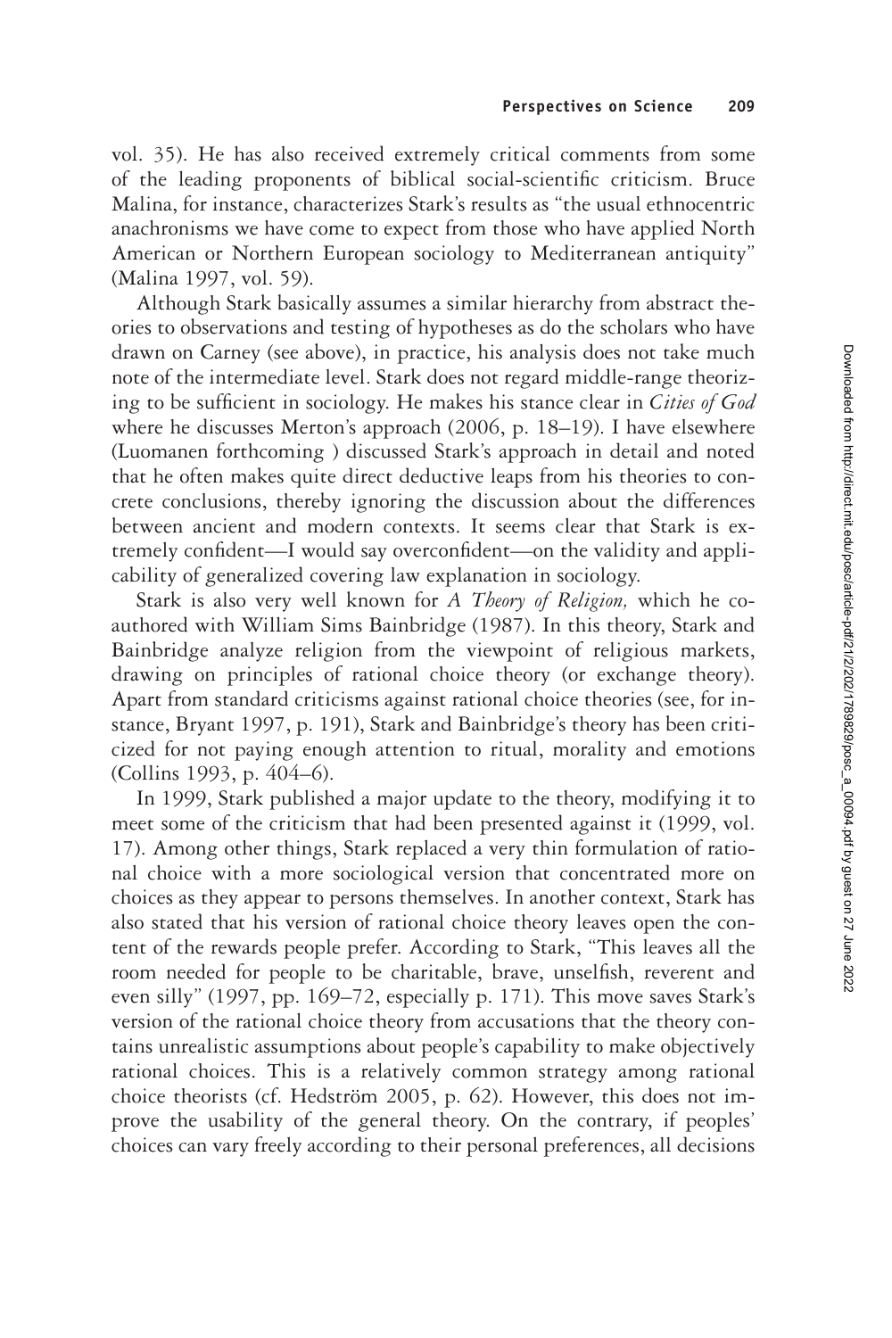vol. 35). He has also received extremely critical comments from some of the leading proponents of biblical social-scientific criticism. Bruce Malina, for instance, characterizes Stark's results as "the usual ethnocentric anachronisms we have come to expect from those who have applied North American or Northern European sociology to Mediterranean antiquity" (Malina 1997, vol. 59).

Although Stark basically assumes a similar hierarchy from abstract theories to observations and testing of hypotheses as do the scholars who have drawn on Carney (see above), in practice, his analysis does not take much note of the intermediate level. Stark does not regard middle-range theorizing to be sufficient in sociology. He makes his stance clear in *Cities of God* where he discusses Merton's approach (2006, p. 18–19). I have elsewhere (Luomanen forthcoming ) discussed Stark's approach in detail and noted that he often makes quite direct deductive leaps from his theories to concrete conclusions, thereby ignoring the discussion about the differences between ancient and modern contexts. It seems clear that Stark is extremely confident—I would say overconfident—on the validity and applicability of generalized covering law explanation in sociology.

Stark is also very well known for *A Theory of Religion,* which he coauthored with William Sims Bainbridge (1987). In this theory, Stark and Bainbridge analyze religion from the viewpoint of religious markets, drawing on principles of rational choice theory (or exchange theory). Apart from standard criticisms against rational choice theories (see, for instance, Bryant 1997, p. 191), Stark and Bainbridge's theory has been criticized for not paying enough attention to ritual, morality and emotions (Collins 1993, p. 404–6).

In 1999, Stark published a major update to the theory, modifying it to meet some of the criticism that had been presented against it (1999, vol. 17). Among other things, Stark replaced a very thin formulation of rational choice with a more sociological version that concentrated more on choices as they appear to persons themselves. In another context, Stark has also stated that his version of rational choice theory leaves open the content of the rewards people prefer. According to Stark, "This leaves all the room needed for people to be charitable, brave, unselfish, reverent and even silly" (1997, pp. 169–72, especially p. 171). This move saves Stark's version of the rational choice theory from accusations that the theory contains unrealistic assumptions about people's capability to make objectively rational choices. This is a relatively common strategy among rational choice theorists (cf. Hedström 2005, p. 62). However, this does not improve the usability of the general theory. On the contrary, if peoples' choices can vary freely according to their personal preferences, all decisions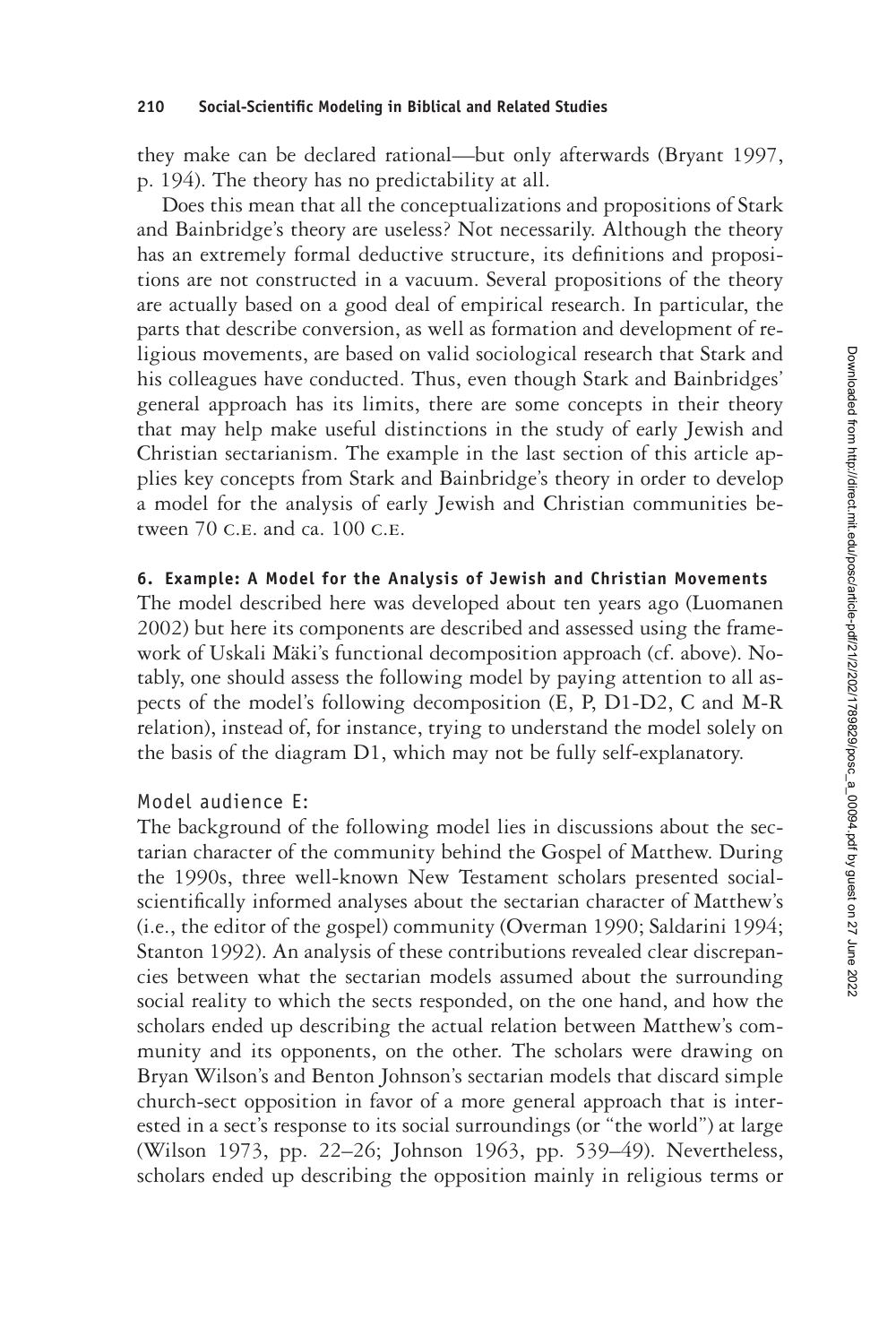they make can be declared rational—but only afterwards (Bryant 1997, p. 194). The theory has no predictability at all.

Does this mean that all the conceptualizations and propositions of Stark and Bainbridge's theory are useless? Not necessarily. Although the theory has an extremely formal deductive structure, its definitions and propositions are not constructed in a vacuum. Several propositions of the theory are actually based on a good deal of empirical research. In particular, the parts that describe conversion, as well as formation and development of religious movements, are based on valid sociological research that Stark and his colleagues have conducted. Thus, even though Stark and Bainbridges' general approach has its limits, there are some concepts in their theory that may help make useful distinctions in the study of early Jewish and Christian sectarianism. The example in the last section of this article applies key concepts from Stark and Bainbridge's theory in order to develop a model for the analysis of early Jewish and Christian communities between 70 C.E. and ca. 100 C.E.

## 6. Example: A Model for the Analysis of Jewish and Christian Movements

The model described here was developed about ten years ago (Luomanen 2002) but here its components are described and assessed using the framework of Uskali Mäki's functional decomposition approach (cf. above). Notably, one should assess the following model by paying attention to all aspects of the model's following decomposition (E, P, D1-D2, C and M-R relation), instead of, for instance, trying to understand the model solely on the basis of the diagram D1, which may not be fully self-explanatory.

### Model audience E:

The background of the following model lies in discussions about the sectarian character of the community behind the Gospel of Matthew. During the 1990s, three well-known New Testament scholars presented social-scientifically informed analyses about the sectarian character of Matthew's (i.e., the editor of the gospel) community (Overman 1990; Saldarini 1994; Stanton 1992). An analysis of these contributions revealed clear discrepancies between what the sectarian models assumed about the surrounding social reality to which the sects responded, on the one hand, and how the scholars ended up describing the actual relation between Matthew's community and its opponents, on the other. The scholars were drawing on Bryan Wilson's and Benton Johnson's sectarian models that discard simple church-sect opposition in favor of a more general approach that is interested in a sect's response to its social surroundings (or "the world") at large (Wilson 1973, pp. 22–26; Johnson 1963, pp. 539–49). Nevertheless, scholars ended up describing the opposition mainly in religious terms or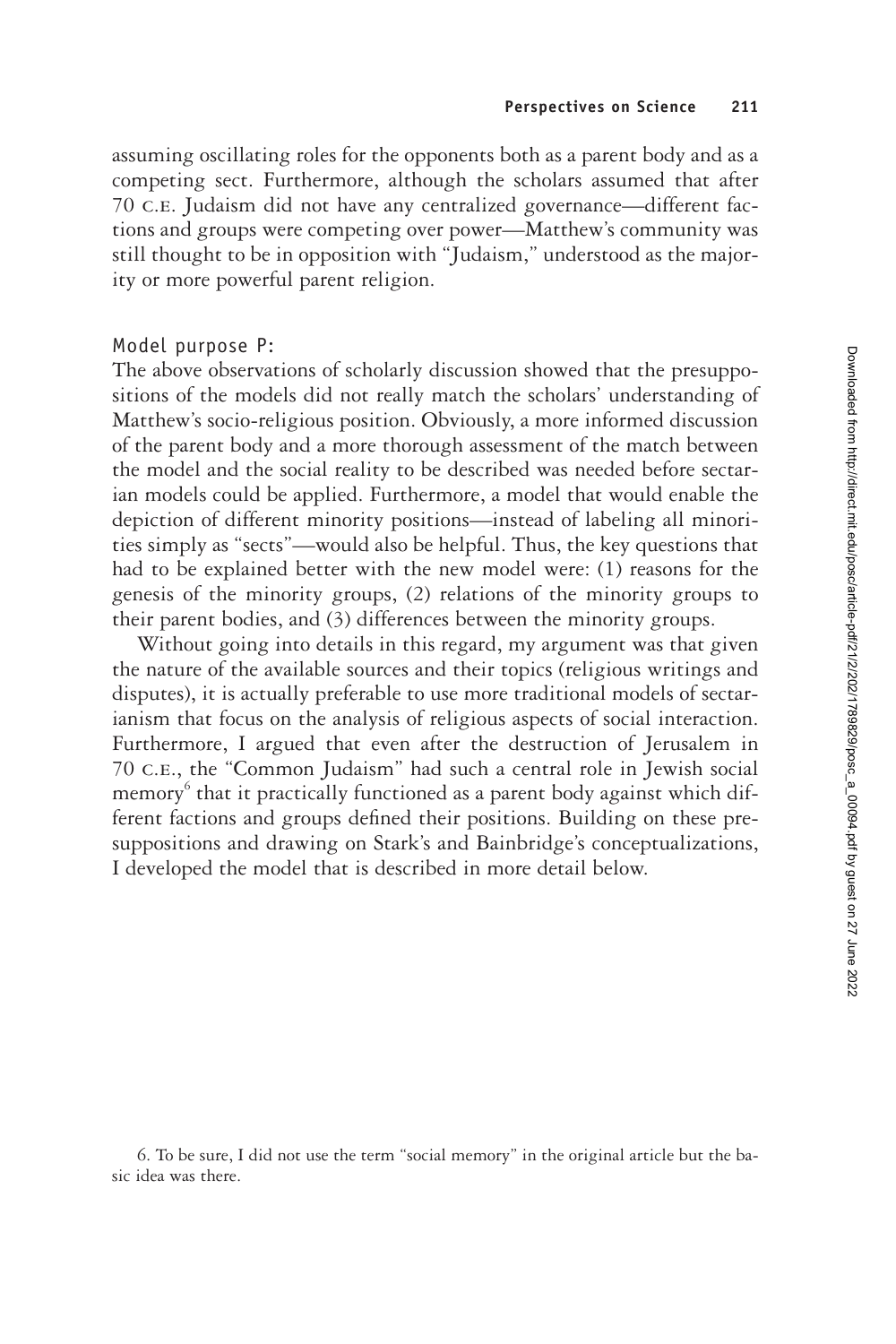assuming oscillating roles for the opponents both as a parent body and as a competing sect. Furthermore, although the scholars assumed that after 70 C.E. Judaism did not have any centralized governance—different factions and groups were competing over power—Matthew's community was still thought to be in opposition with "Judaism," understood as the majority or more powerful parent religion.

Model purpose P:

The above observations of scholarly discussion showed that the presuppositions of the models did not really match the scholars' understanding of Matthew's socio-religious position. Obviously, a more informed discussion of the parent body and a more thorough assessment of the match between the model and the social reality to be described was needed before sectarian models could be applied. Furthermore, a model that would enable the depiction of different minority positions—instead of labeling all minorities simply as "sects"—would also be helpful. Thus, the key questions that had to be explained better with the new model were: (1) reasons for the genesis of the minority groups, (2) relations of the minority groups to their parent bodies, and (3) differences between the minority groups.

Without going into details in this regard, my argument was that given the nature of the available sources and their topics (religious writings and disputes), it is actually preferable to use more traditional models of sectarianism that focus on the analysis of religious aspects of social interaction. Furthermore, I argued that even after the destruction of Jerusalem in 70 C.E., the "Common Judaism" had such a central role in Jewish social memory[6] that it practically functioned as a parent body against which different factions and groups defined their positions. Building on these presuppositions and drawing on Stark's and Bainbridge's conceptualizations, I developed the model that is described in more detail below.

6. To be sure, I did not use the term "social memory" in the original article but the basic idea was there.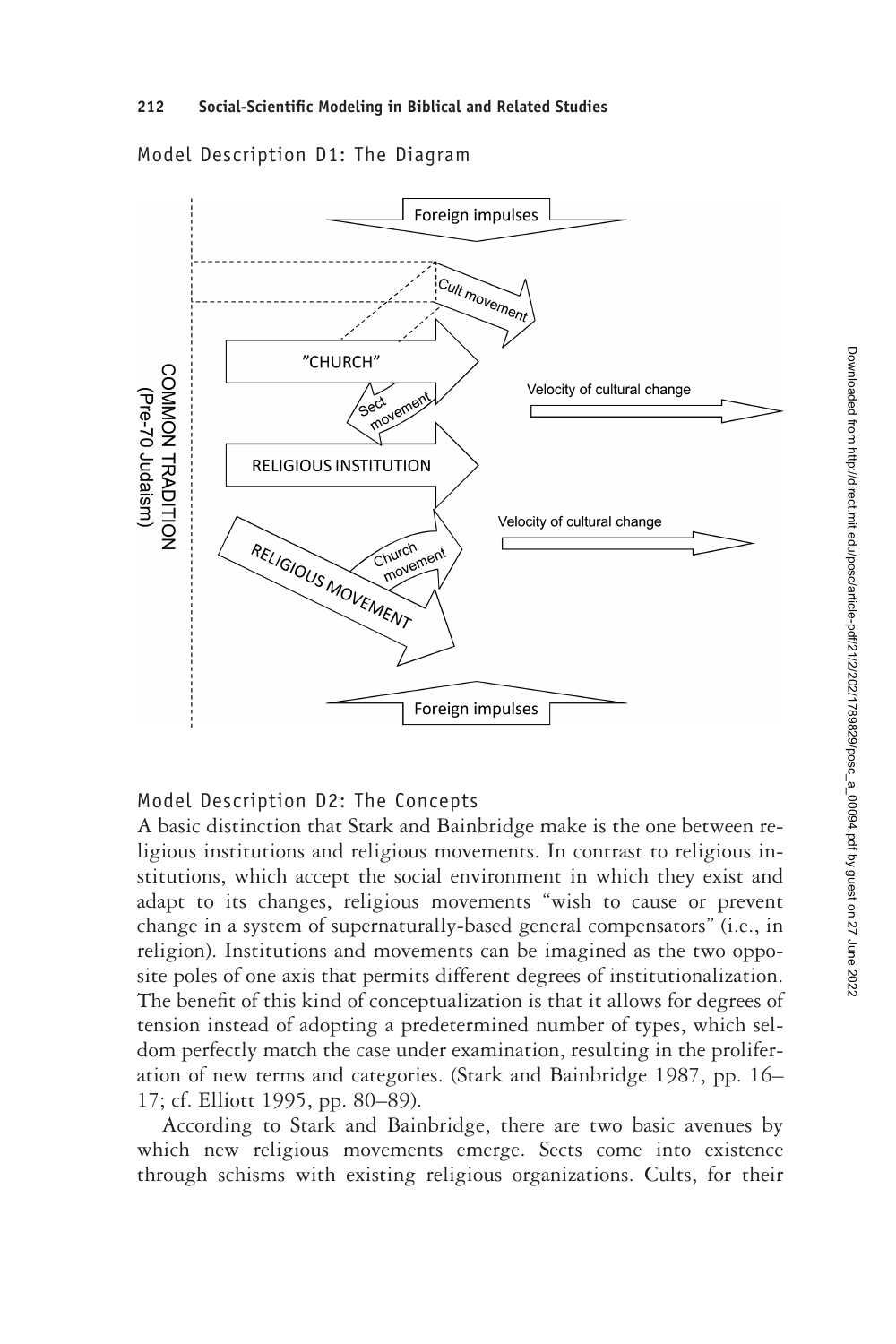Model Description D1: The Diagram

Model Description D2: The Concepts

A basic distinction that Stark and Bainbridge make is the one between religious institutions and religious movements. In contrast to religious institutions, which accept the social environment in which they exist and adapt to its changes, religious movements "wish to cause or prevent change in a system of supernaturally-based general compensators" (i.e., in religion). Institutions and movements can be imagined as the two opposite poles of one axis that permits different degrees of institutionalization. The benefit of this kind of conceptualization is that it allows for degrees of tension instead of adopting a predetermined number of types, which seldom perfectly match the case under examination, resulting in the proliferation of new terms and categories. (Stark and Bainbridge 1987, pp. 16–17; cf. Elliott 1995, pp. 80–89).

According to Stark and Bainbridge, there are two basic avenues by which new religious movements emerge. Sects come into existence through schisms with existing religious organizations. Cults, for their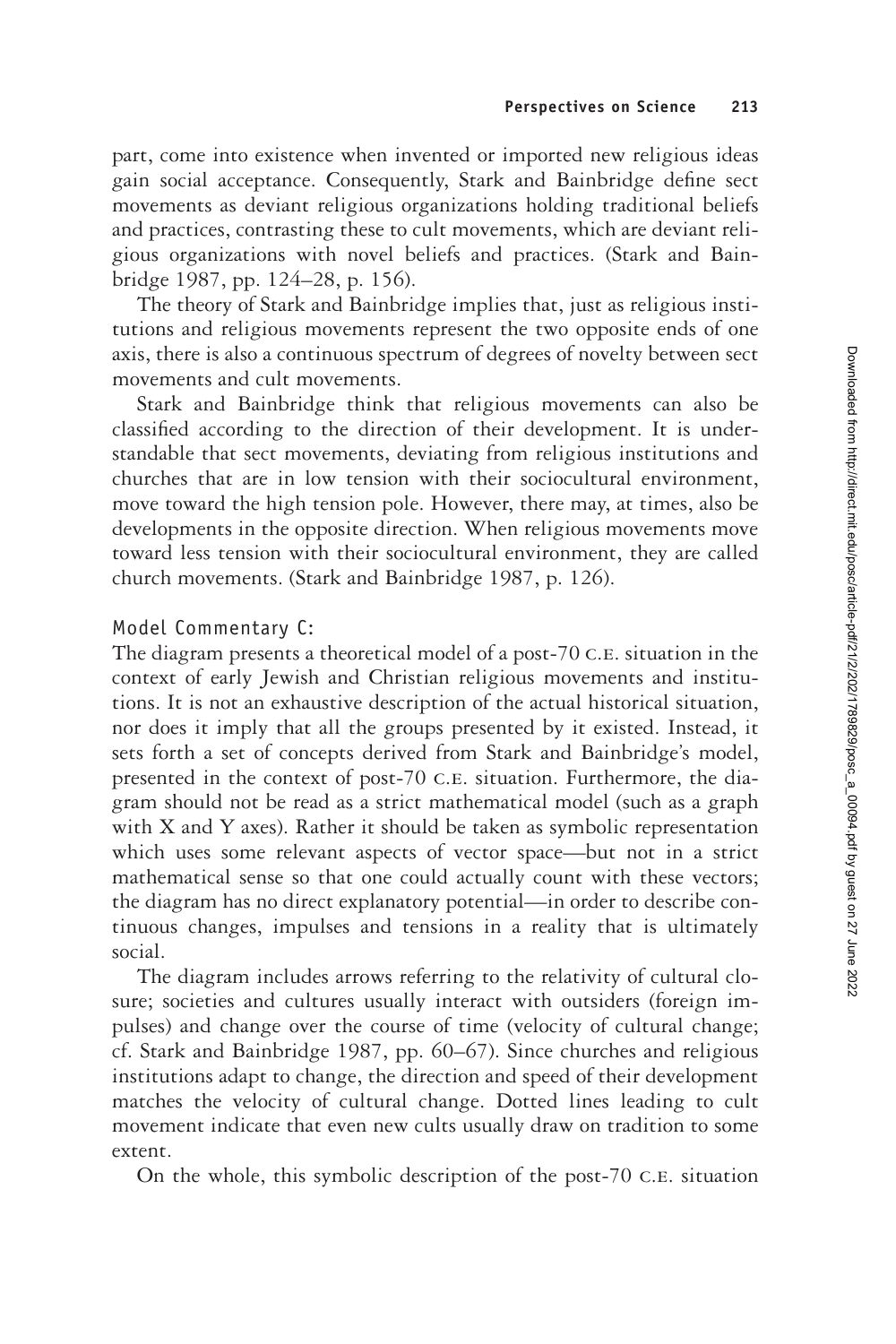part, come into existence when invented or imported new religious ideas gain social acceptance. Consequently, Stark and Bainbridge define sect movements as deviant religious organizations holding traditional beliefs and practices, contrasting these to cult movements, which are deviant religious organizations with novel beliefs and practices. (Stark and Bainbridge 1987, pp. 124–28, p. 156).

The theory of Stark and Bainbridge implies that, just as religious institutions and religious movements represent the two opposite ends of one axis, there is also a continuous spectrum of degrees of novelty between sect movements and cult movements.

Stark and Bainbridge think that religious movements can also be classified according to the direction of their development. It is understandable that sect movements, deviating from religious institutions and churches that are in low tension with their sociocultural environment, move toward the high tension pole. However, there may, at times, also be developments in the opposite direction. When religious movements move toward less tension with their sociocultural environment, they are called church movements. (Stark and Bainbridge 1987, p. 126).

Model Commentary C:

The diagram presents a theoretical model of a post-70 C.E. situation in the context of early Jewish and Christian religious movements and institutions. It is not an exhaustive description of the actual historical situation, nor does it imply that all the groups presented by it existed. Instead, it sets forth a set of concepts derived from Stark and Bainbridge's model, presented in the context of post-70 C.E. situation. Furthermore, the diagram should not be read as a strict mathematical model (such as a graph with X and Y axes). Rather it should be taken as symbolic representation which uses some relevant aspects of vector space—but not in a strict mathematical sense so that one could actually count with these vectors; the diagram has no direct explanatory potential—in order to describe continuous changes, impulses and tensions in a reality that is ultimately social.

The diagram includes arrows referring to the relativity of cultural closure; societies and cultures usually interact with outsiders (foreign impulses) and change over the course of time (velocity of cultural change; cf. Stark and Bainbridge 1987, pp. 60–67). Since churches and religious institutions adapt to change, the direction and speed of their development matches the velocity of cultural change. Dotted lines leading to cult movement indicate that even new cults usually draw on tradition to some extent.

On the whole, this symbolic description of the post-70 C.E. situation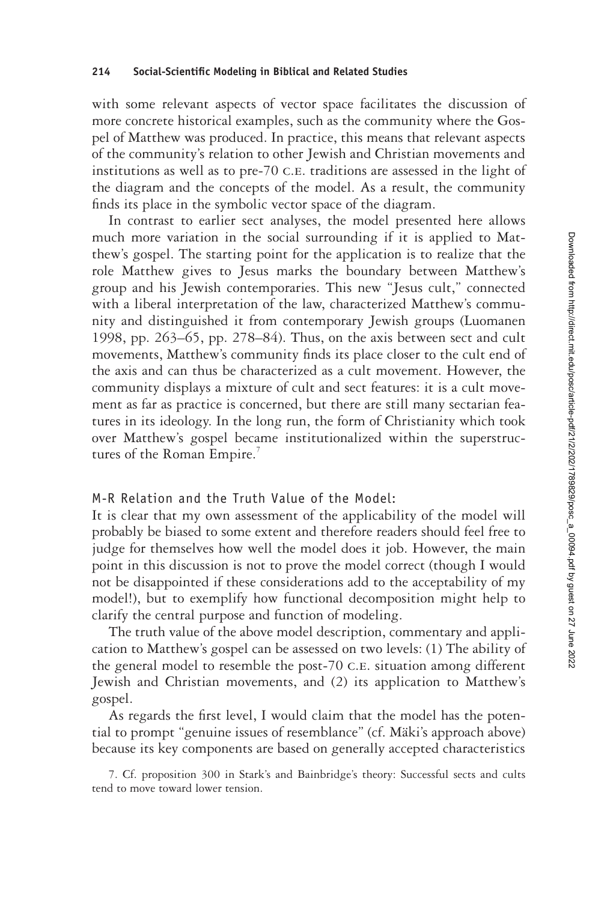with some relevant aspects of vector space facilitates the discussion of more concrete historical examples, such as the community where the Gospel of Matthew was produced. In practice, this means that relevant aspects of the community's relation to other Jewish and Christian movements and institutions as well as to pre-70 C.E. traditions are assessed in the light of the diagram and the concepts of the model. As a result, the community finds its place in the symbolic vector space of the diagram.

In contrast to earlier sect analyses, the model presented here allows much more variation in the social surrounding if it is applied to Matthew's gospel. The starting point for the application is to realize that the role Matthew gives to Jesus marks the boundary between Matthew's group and his Jewish contemporaries. This new "Jesus cult," connected with a liberal interpretation of the law, characterized Matthew's community and distinguished it from contemporary Jewish groups (Luomanen 1998, pp. 263–65, pp. 278–84). Thus, on the axis between sect and cult movements, Matthew's community finds its place closer to the cult end of the axis and can thus be characterized as a cult movement. However, the community displays a mixture of cult and sect features: it is a cult movement as far as practice is concerned, but there are still many sectarian features in its ideology. In the long run, the form of Christianity which took over Matthew's gospel became institutionalized within the superstructures of the Roman Empire.[7]

## M-R Relation and the Truth Value of the Model:

It is clear that my own assessment of the applicability of the model will probably be biased to some extent and therefore readers should feel free to judge for themselves how well the model does it job. However, the main point in this discussion is not to prove the model correct (though I would not be disappointed if these considerations add to the acceptability of my model!), but to exemplify how functional decomposition might help to clarify the central purpose and function of modeling.

The truth value of the above model description, commentary and application to Matthew's gospel can be assessed on two levels: (1) The ability of the general model to resemble the post-70 C.E. situation among different Jewish and Christian movements, and (2) its application to Matthew's gospel.

As regards the first level, I would claim that the model has the potential to prompt "genuine issues of resemblance" (cf. Mäki's approach above) because its key components are based on generally accepted characteristics

7. Cf. proposition 300 in Stark's and Bainbridge's theory: Successful sects and cults tend to move toward lower tension.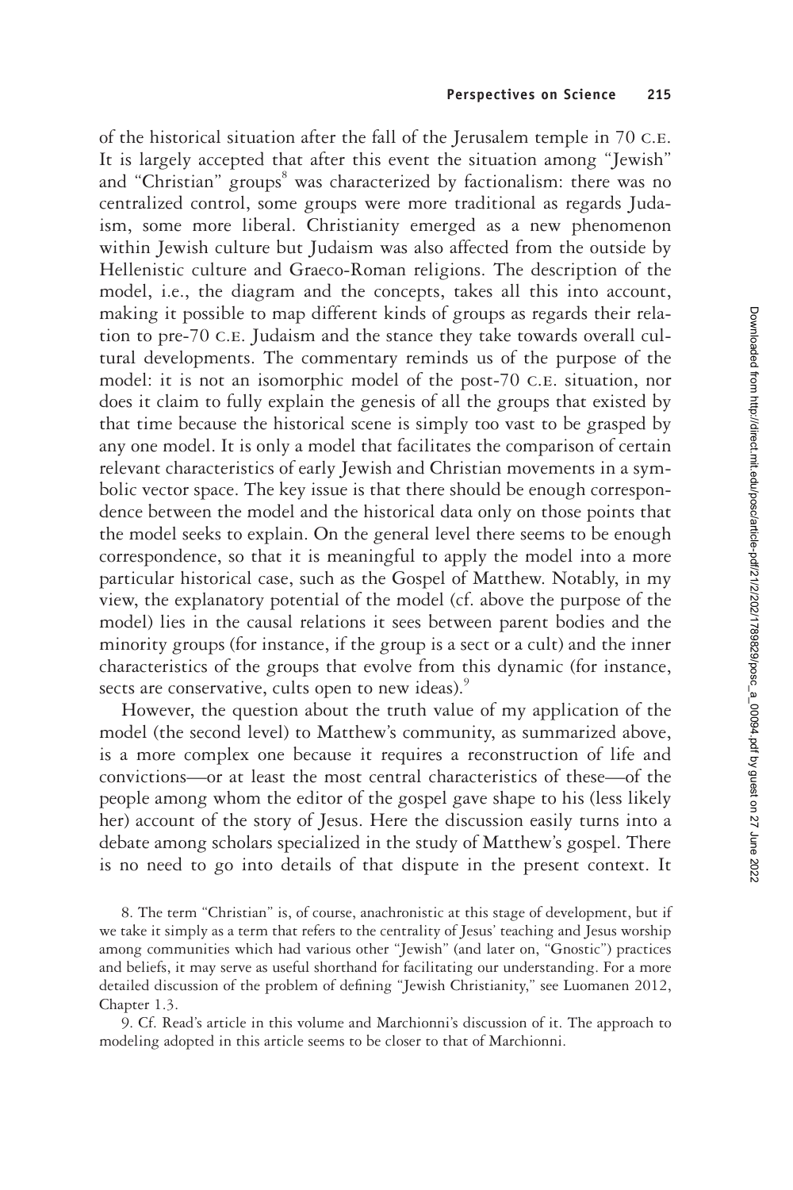of the historical situation after the fall of the Jerusalem temple in 70 C.E. It is largely accepted that after this event the situation among "Jewish" and "Christian" groups[8] was characterized by factionalism: there was no centralized control, some groups were more traditional as regards Judaism, some more liberal. Christianity emerged as a new phenomenon within Jewish culture but Judaism was also affected from the outside by Hellenistic culture and Graeco-Roman religions. The description of the model, i.e., the diagram and the concepts, takes all this into account, making it possible to map different kinds of groups as regards their relation to pre-70 C.E. Judaism and the stance they take towards overall cultural developments. The commentary reminds us of the purpose of the model: it is not an isomorphic model of the post-70 C.E. situation, nor does it claim to fully explain the genesis of all the groups that existed by that time because the historical scene is simply too vast to be grasped by any one model. It is only a model that facilitates the comparison of certain relevant characteristics of early Jewish and Christian movements in a symbolic vector space. The key issue is that there should be enough correspondence between the model and the historical data only on those points that the model seeks to explain. On the general level there seems to be enough correspondence, so that it is meaningful to apply the model into a more particular historical case, such as the Gospel of Matthew. Notably, in my view, the explanatory potential of the model (cf. above the purpose of the model) lies in the causal relations it sees between parent bodies and the minority groups (for instance, if the group is a sect or a cult) and the inner characteristics of the groups that evolve from this dynamic (for instance, sects are conservative, cults open to new ideas).[9]

However, the question about the truth value of my application of the model (the second level) to Matthew's community, as summarized above, is a more complex one because it requires a reconstruction of life and convictions—or at least the most central characteristics of these—of the people among whom the editor of the gospel gave shape to his (less likely her) account of the story of Jesus. Here the discussion easily turns into a debate among scholars specialized in the study of Matthew's gospel. There is no need to go into details of that dispute in the present context. It

8. The term "Christian" is, of course, anachronistic at this stage of development, but if we take it simply as a term that refers to the centrality of Jesus' teaching and Jesus worship among communities which had various other "Jewish" (and later on, "Gnostic") practices and beliefs, it may serve as useful shorthand for facilitating our understanding. For a more detailed discussion of the problem of defining "Jewish Christianity," see Luomanen 2012, Chapter 1.3.

9. Cf. Read's article in this volume and Marchionni's discussion of it. The approach to modeling adopted in this article seems to be closer to that of Marchionni.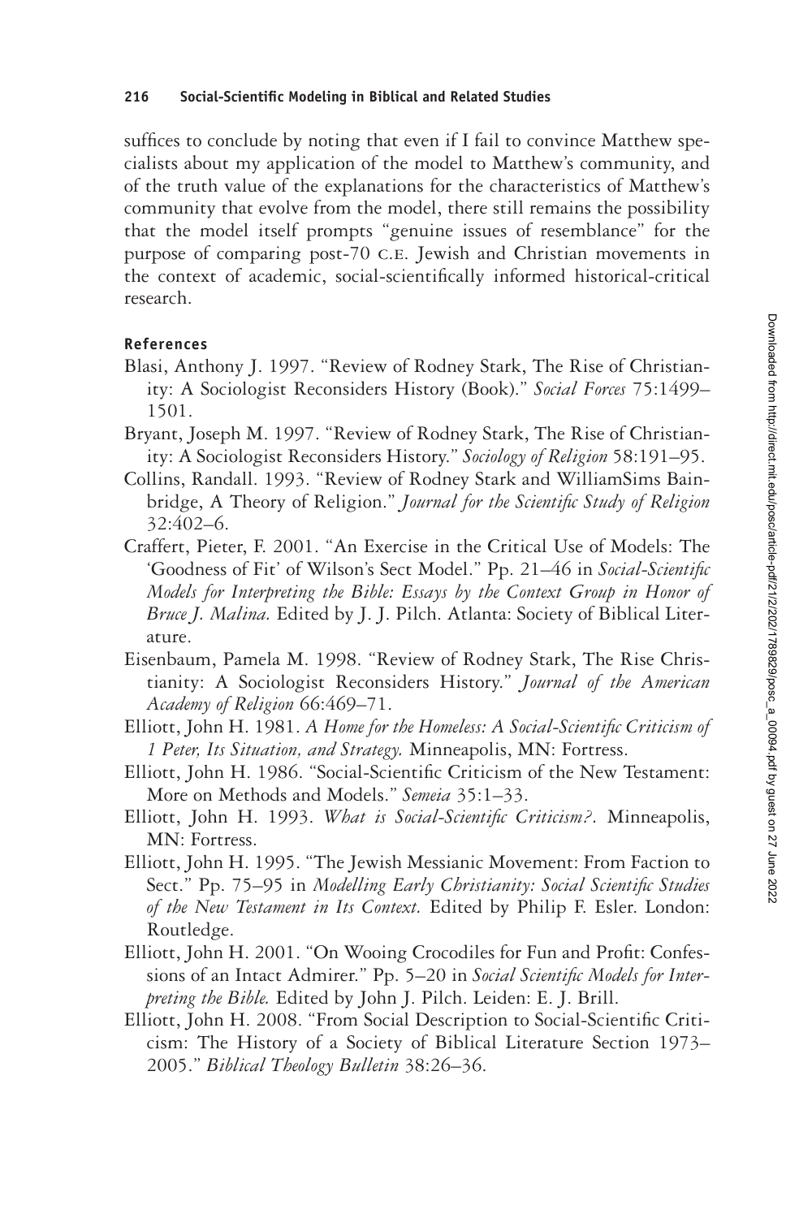suffices to conclude by noting that even if I fail to convince Matthew specialists about my application of the model to Matthew's community, and of the truth value of the explanations for the characteristics of Matthew's community that evolve from the model, there still remains the possibility that the model itself prompts "genuine issues of resemblance" for the purpose of comparing post-70 C.E. Jewish and Christian movements in the context of academic, social-scientifically informed historical-critical research.

#### References

Blasi, Anthony J. 1997. "Review of Rodney Stark, The Rise of Christianity: A Sociologist Reconsiders History (Book)." *Social Forces* 75:1499–1501.

Bryant, Joseph M. 1997. "Review of Rodney Stark, The Rise of Christianity: A Sociologist Reconsiders History." *Sociology of Religion* 58:191–95.

Collins, Randall. 1993. "Review of Rodney Stark and WilliamSims Bainbridge, A Theory of Religion." *Journal for the Scientific Study of Religion* 32:402–6.

Craffert, Pieter, F. 2001. "An Exercise in the Critical Use of Models: The 'Goodness of Fit' of Wilson's Sect Model." Pp. 21–46 in *Social-Scientific Models for Interpreting the Bible: Essays by the Context Group in Honor of Bruce J. Malina.* Edited by J. J. Pilch. Atlanta: Society of Biblical Literature.

Eisenbaum, Pamela M. 1998. "Review of Rodney Stark, The Rise Christianity: A Sociologist Reconsiders History." *Journal of the American Academy of Religion* 66:469–71.

Elliott, John H. 1981. *A Home for the Homeless: A Social-Scientific Criticism of 1 Peter, Its Situation, and Strategy.* Minneapolis, MN: Fortress.

Elliott, John H. 1986. "Social-Scientific Criticism of the New Testament: More on Methods and Models." *Semeia* 35:1–33.

Elliott, John H. 1993. *What is Social-Scientific Criticism?.* Minneapolis, MN: Fortress.

Elliott, John H. 1995. "The Jewish Messianic Movement: From Faction to Sect." Pp. 75–95 in *Modelling Early Christianity: Social Scientific Studies of the New Testament in Its Context.* Edited by Philip F. Esler. London: Routledge.

Elliott, John H. 2001. "On Wooing Crocodiles for Fun and Profit: Confessions of an Intact Admirer." Pp. 5–20 in *Social Scientific Models for Interpreting the Bible.* Edited by John J. Pilch. Leiden: E. J. Brill.

Elliott, John H. 2008. "From Social Description to Social-Scientific Criticism: The History of a Society of Biblical Literature Section 1973–2005." *Biblical Theology Bulletin* 38:26–36.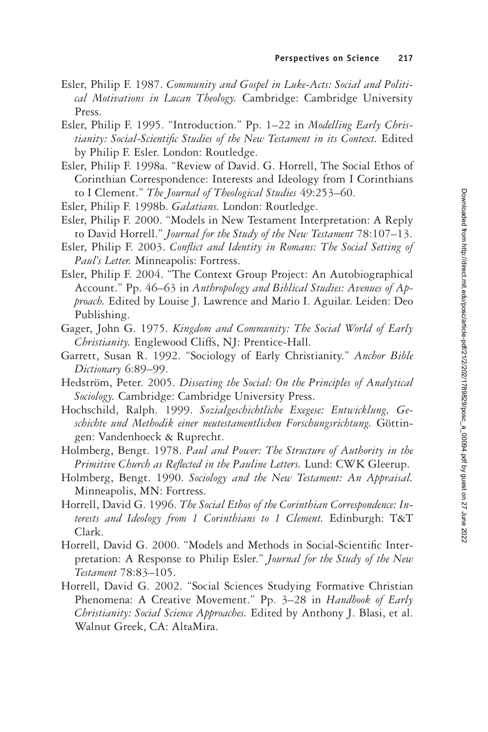Esler, Philip F. 1987. *Community and Gospel in Luke-Acts: Social and Political Motivations in Lucan Theology.* Cambridge: Cambridge University Press.

Esler, Philip F. 1995. "Introduction." Pp. 1–22 in *Modelling Early Christianity: Social-Scientific Studies of the New Testament in its Context.* Edited by Philip F. Esler. London: Routledge.

Esler, Philip F. 1998a. "Review of David. G. Horrell, The Social Ethos of Corinthian Correspondence: Interests and Ideology from I Corinthians to I Clement." *The Journal of Theological Studies* 49:253–60.

Esler, Philip F. 1998b. *Galatians.* London: Routledge.

Esler, Philip F. 2000. "Models in New Testament Interpretation: A Reply to David Horrell." *Journal for the Study of the New Testament* 78:107–13.

Esler, Philip F. 2003. *Conflict and Identity in Romans: The Social Setting of Paul's Letter.* Minneapolis: Fortress.

Esler, Philip F. 2004. "The Context Group Project: An Autobiographical Account." Pp. 46–63 in *Anthropology and Biblical Studies: Avenues of Approach.* Edited by Louise J. Lawrence and Mario I. Aguilar. Leiden: Deo Publishing.

Gager, John G. 1975. *Kingdom and Community: The Social World of Early Christianity.* Englewood Cliffs, NJ: Prentice-Hall.

Garrett, Susan R. 1992. "Sociology of Early Christianity." *Anchor Bible Dictionary* 6:89–99.

Hedström, Peter. 2005. *Dissecting the Social: On the Principles of Analytical Sociology.* Cambridge: Cambridge University Press.

Hochschild, Ralph. 1999. *Sozialgeschichtliche Exegese: Entwicklung, Geschichte und Methodik einer neutestamentlichen Forschungsrichtung.* Göttingen: Vandenhoeck & Ruprecht.

Holmberg, Bengt. 1978. *Paul and Power: The Structure of Authority in the Primitive Church as Reflected in the Pauline Letters.* Lund: CWK Gleerup.

Holmberg, Bengt. 1990. *Sociology and the New Testament: An Appraisal.* Minneapolis, MN: Fortress.

Horrell, David G. 1996. *The Social Ethos of the Corinthian Correspondence: Interests and Ideology from 1 Corinthians to 1 Clement.* Edinburgh: T&T Clark.

Horrell, David G. 2000. "Models and Methods in Social-Scientific Interpretation: A Response to Philip Esler." *Journal for the Study of the New Testament* 78:83–105.

Horrell, David G. 2002. "Social Sciences Studying Formative Christian Phenomena: A Creative Movement." Pp. 3–28 in *Handbook of Early Christianity: Social Science Approaches.* Edited by Anthony J. Blasi, et al. Walnut Greek, CA: AltaMira.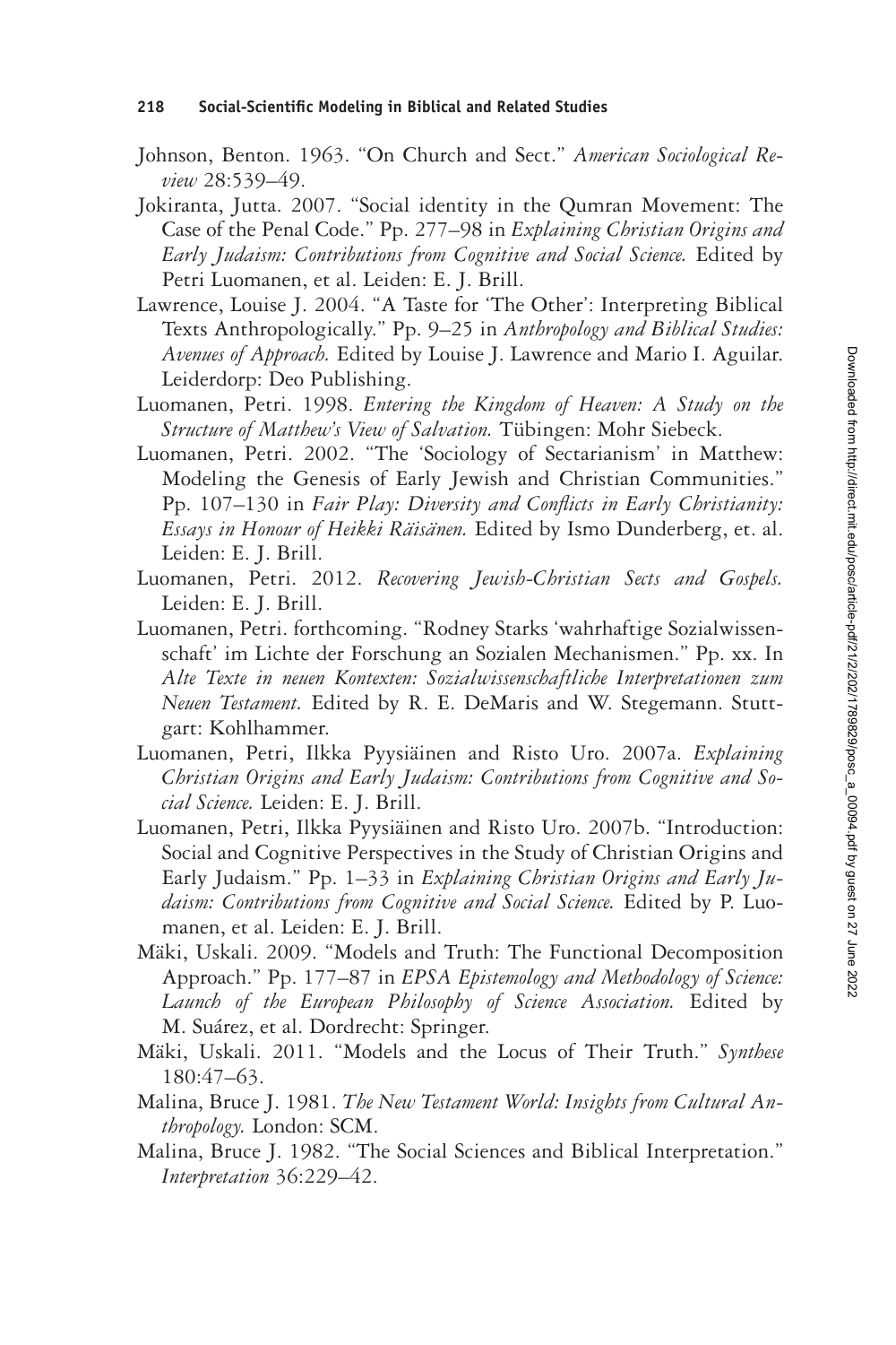Johnson, Benton. 1963. "On Church and Sect." *American Sociological Review* 28:539–49.

Jokiranta, Jutta. 2007. "Social identity in the Qumran Movement: The Case of the Penal Code." Pp. 277–98 in *Explaining Christian Origins and Early Judaism: Contributions from Cognitive and Social Science.* Edited by Petri Luomanen, et al. Leiden: E. J. Brill.

Lawrence, Louise J. 2004. "A Taste for 'The Other': Interpreting Biblical Texts Anthropologically." Pp. 9–25 in *Anthropology and Biblical Studies: Avenues of Approach.* Edited by Louise J. Lawrence and Mario I. Aguilar. Leiderdorp: Deo Publishing.

Luomanen, Petri. 1998. *Entering the Kingdom of Heaven: A Study on the Structure of Matthew's View of Salvation.* Tübingen: Mohr Siebeck.

Luomanen, Petri. 2002. "The 'Sociology of Sectarianism' in Matthew: Modeling the Genesis of Early Jewish and Christian Communities." Pp. 107–130 in *Fair Play: Diversity and Conflicts in Early Christianity: Essays in Honour of Heikki Räisänen.* Edited by Ismo Dunderberg, et. al. Leiden: E. J. Brill.

Luomanen, Petri. 2012. *Recovering Jewish-Christian Sects and Gospels.* Leiden: E. J. Brill.

Luomanen, Petri. forthcoming. "Rodney Starks 'wahrhaftige Sozialwissenschaft' im Lichte der Forschung an Sozialen Mechanismen." Pp. xx. In *Alte Texte in neuen Kontexten: Sozialwissenschaftliche Interpretationen zum Neuen Testament.* Edited by R. E. DeMaris and W. Stegemann. Stuttgart: Kohlhammer.

Luomanen, Petri, Ilkka Pyysiäinen and Risto Uro. 2007a. *Explaining Christian Origins and Early Judaism: Contributions from Cognitive and Social Science.* Leiden: E. J. Brill.

Luomanen, Petri, Ilkka Pyysiäinen and Risto Uro. 2007b. "Introduction: Social and Cognitive Perspectives in the Study of Christian Origins and Early Judaism." Pp. 1–33 in *Explaining Christian Origins and Early Judaism: Contributions from Cognitive and Social Science.* Edited by P. Luomanen, et al. Leiden: E. J. Brill.

Mäki, Uskali. 2009. "Models and Truth: The Functional Decomposition Approach." Pp. 177–87 in *EPSA Epistemology and Methodology of Science: Launch of the European Philosophy of Science Association.* Edited by M. Suárez, et al. Dordrecht: Springer.

Mäki, Uskali. 2011. "Models and the Locus of Their Truth." *Synthese* 180:47–63.

Malina, Bruce J. 1981. *The New Testament World: Insights from Cultural Anthropology.* London: SCM.

Malina, Bruce J. 1982. "The Social Sciences and Biblical Interpretation." *Interpretation* 36:229–42.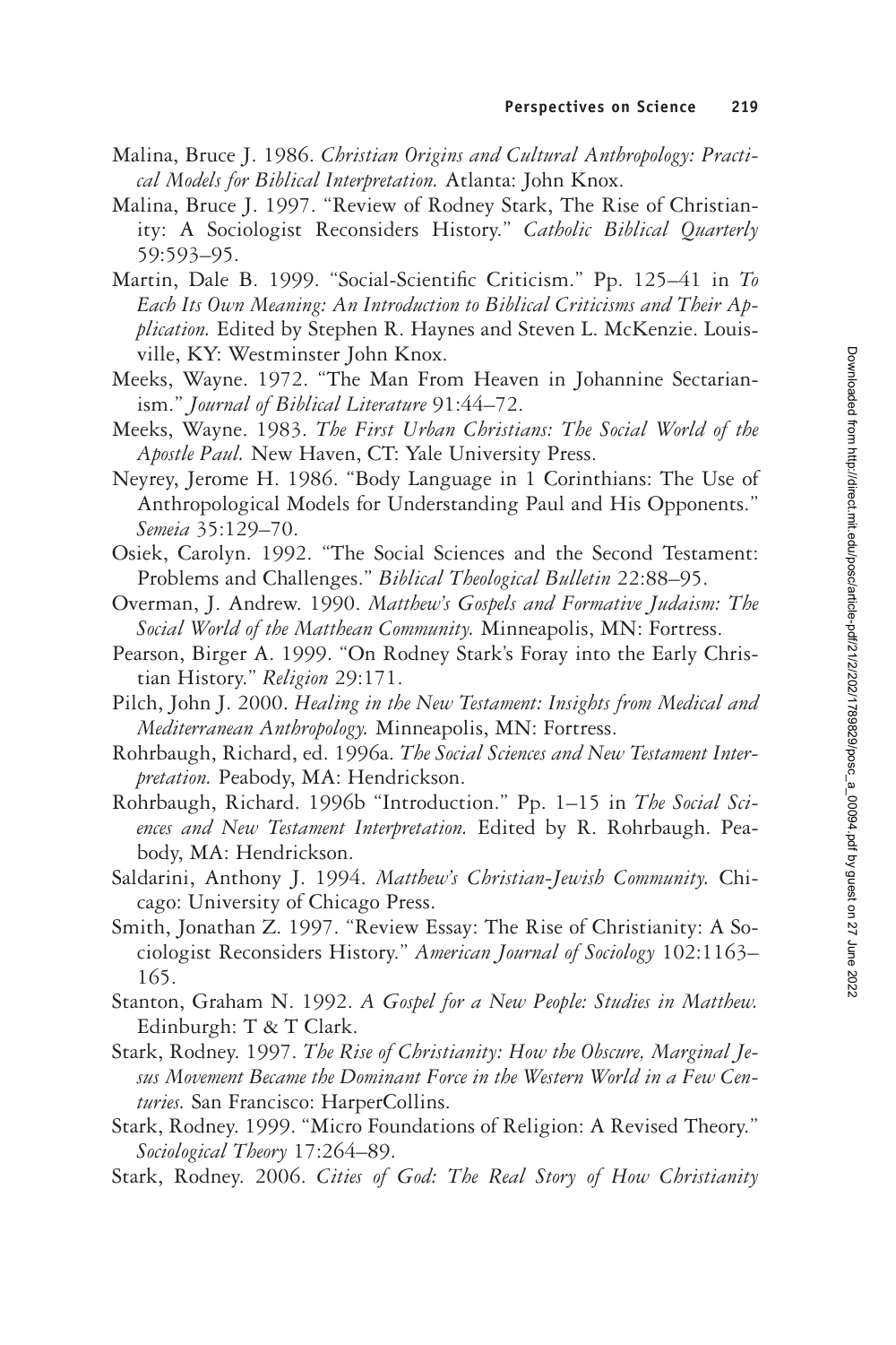Malina, Bruce J. 1986. *Christian Origins and Cultural Anthropology: Practical Models for Biblical Interpretation.* Atlanta: John Knox.

Malina, Bruce J. 1997. "Review of Rodney Stark, The Rise of Christianity: A Sociologist Reconsiders History." *Catholic Biblical Quarterly* 59:593–95.

Martin, Dale B. 1999. "Social-Scientific Criticism." Pp. 125–41 in *To Each Its Own Meaning: An Introduction to Biblical Criticisms and Their Application.* Edited by Stephen R. Haynes and Steven L. McKenzie. Louisville, KY: Westminster John Knox.

Meeks, Wayne. 1972. "The Man From Heaven in Johannine Sectarianism." *Journal of Biblical Literature* 91:44–72.

Meeks, Wayne. 1983. *The First Urban Christians: The Social World of the Apostle Paul.* New Haven, CT: Yale University Press.

Neyrey, Jerome H. 1986. "Body Language in 1 Corinthians: The Use of Anthropological Models for Understanding Paul and His Opponents." *Semeia* 35:129–70.

Osiek, Carolyn. 1992. "The Social Sciences and the Second Testament: Problems and Challenges." *Biblical Theological Bulletin* 22:88–95.

Overman, J. Andrew. 1990. *Matthew's Gospels and Formative Judaism: The Social World of the Matthean Community.* Minneapolis, MN: Fortress.

Pearson, Birger A. 1999. "On Rodney Stark's Foray into the Early Christian History." *Religion* 29:171.

Pilch, John J. 2000. *Healing in the New Testament: Insights from Medical and Mediterranean Anthropology.* Minneapolis, MN: Fortress.

Rohrbaugh, Richard, ed. 1996a. *The Social Sciences and New Testament Interpretation.* Peabody, MA: Hendrickson.

Rohrbaugh, Richard. 1996b "Introduction." Pp. 1–15 in *The Social Sciences and New Testament Interpretation.* Edited by R. Rohrbaugh. Peabody, MA: Hendrickson.

Saldarini, Anthony J. 1994. *Matthew's Christian-Jewish Community.* Chicago: University of Chicago Press.

Smith, Jonathan Z. 1997. "Review Essay: The Rise of Christianity: A Sociologist Reconsiders History." *American Journal of Sociology* 102:1163–165.

Stanton, Graham N. 1992. *A Gospel for a New People: Studies in Matthew.* Edinburgh: T & T Clark.

Stark, Rodney. 1997. *The Rise of Christianity: How the Obscure, Marginal Jesus Movement Became the Dominant Force in the Western World in a Few Centuries.* San Francisco: HarperCollins.

Stark, Rodney. 1999. "Micro Foundations of Religion: A Revised Theory." *Sociological Theory* 17:264–89.

Stark, Rodney. 2006. *Cities of God: The Real Story of How Christianity*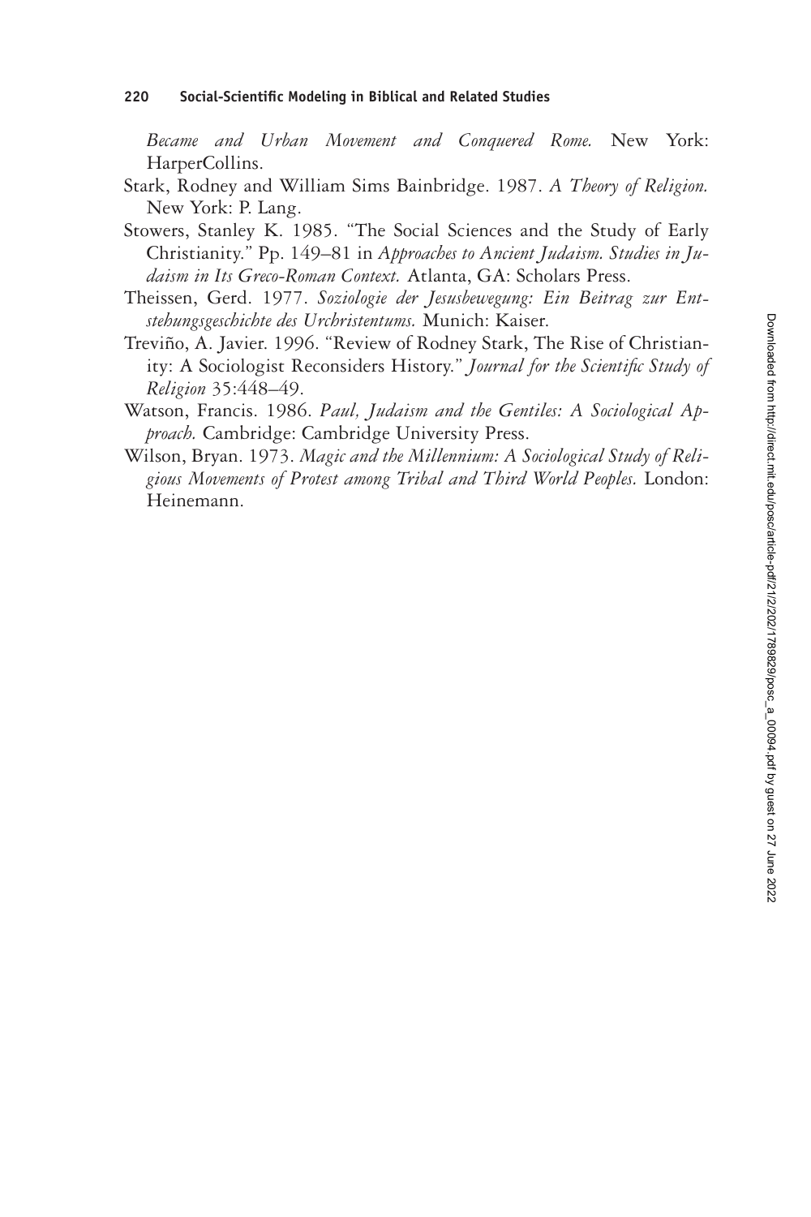*Became and Urban Movement and Conquered Rome.* New York: HarperCollins.

Stark, Rodney and William Sims Bainbridge. 1987. *A Theory of Religion.* New York: P. Lang.

Stowers, Stanley K. 1985. "The Social Sciences and the Study of Early Christianity." Pp. 149–81 in *Approaches to Ancient Judaism. Studies in Judaism in Its Greco-Roman Context.* Atlanta, GA: Scholars Press.

Theissen, Gerd. 1977. *Soziologie der Jesusbewegung: Ein Beitrag zur Entstehungsgeschichte des Urchristentums.* Munich: Kaiser.

Treviño, A. Javier. 1996. "Review of Rodney Stark, The Rise of Christianity: A Sociologist Reconsiders History." *Journal for the Scientific Study of Religion* 35:448–49.

Watson, Francis. 1986. *Paul, Judaism and the Gentiles: A Sociological Approach.* Cambridge: Cambridge University Press.

Wilson, Bryan. 1973. *Magic and the Millennium: A Sociological Study of Religious Movements of Protest among Tribal and Third World Peoples.* London: Heinemann.